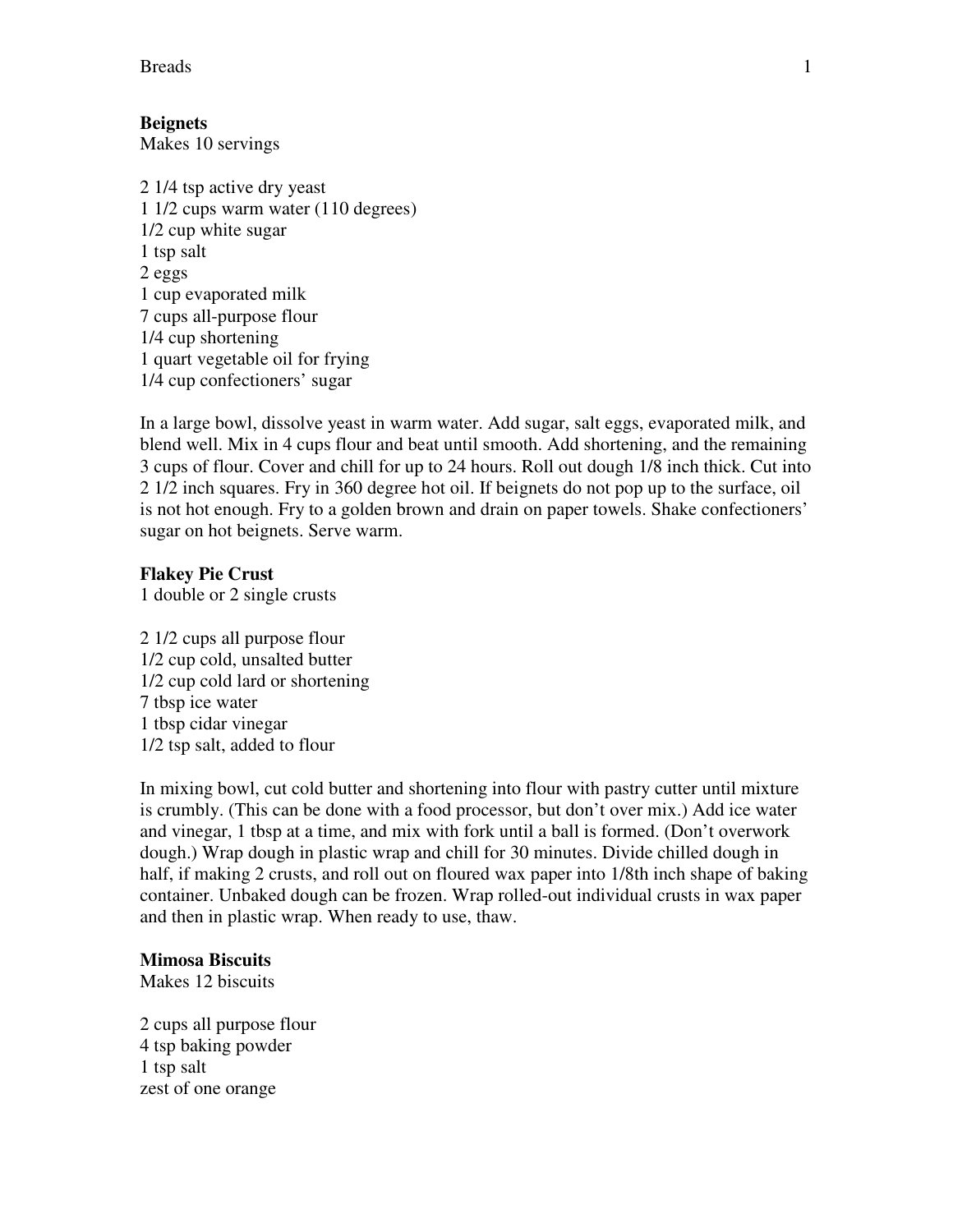**Beignets**
Makes 10 servings

2 1/4 tsp active dry yeast
1 1/2 cups warm water (110 degrees)
1/2 cup white sugar
1 tsp salt
2 eggs
1 cup evaporated milk
7 cups all-purpose flour
1/4 cup shortening
1 quart vegetable oil for frying
1/4 cup confectioners' sugar

In a large bowl, dissolve yeast in warm water. Add sugar, salt eggs, evaporated milk, and blend well. Mix in 4 cups flour and beat until smooth. Add shortening, and the remaining 3 cups of flour. Cover and chill for up to 24 hours. Roll out dough 1/8 inch thick. Cut into 2 1/2 inch squares. Fry in 360 degree hot oil. If beignets do not pop up to the surface, oil is not hot enough. Fry to a golden brown and drain on paper towels. Shake confectioners' sugar on hot beignets. Serve warm.

**Flakey Pie Crust**
1 double or 2 single crusts

2 1/2 cups all purpose flour
1/2 cup cold, unsalted butter
1/2 cup cold lard or shortening
7 tbsp ice water
1 tbsp cidar vinegar
1/2 tsp salt, added to flour

In mixing bowl, cut cold butter and shortening into flour with pastry cutter until mixture is crumbly. (This can be done with a food processor, but don't over mix.) Add ice water and vinegar, 1 tbsp at a time, and mix with fork until a ball is formed. (Don't overwork dough.) Wrap dough in plastic wrap and chill for 30 minutes. Divide chilled dough in half, if making 2 crusts, and roll out on floured wax paper into 1/8th inch shape of baking container. Unbaked dough can be frozen. Wrap rolled-out individual crusts in wax paper and then in plastic wrap. When ready to use, thaw.

**Mimosa Biscuits**
Makes 12 biscuits

2 cups all purpose flour
4 tsp baking powder
1 tsp salt
zest of one orange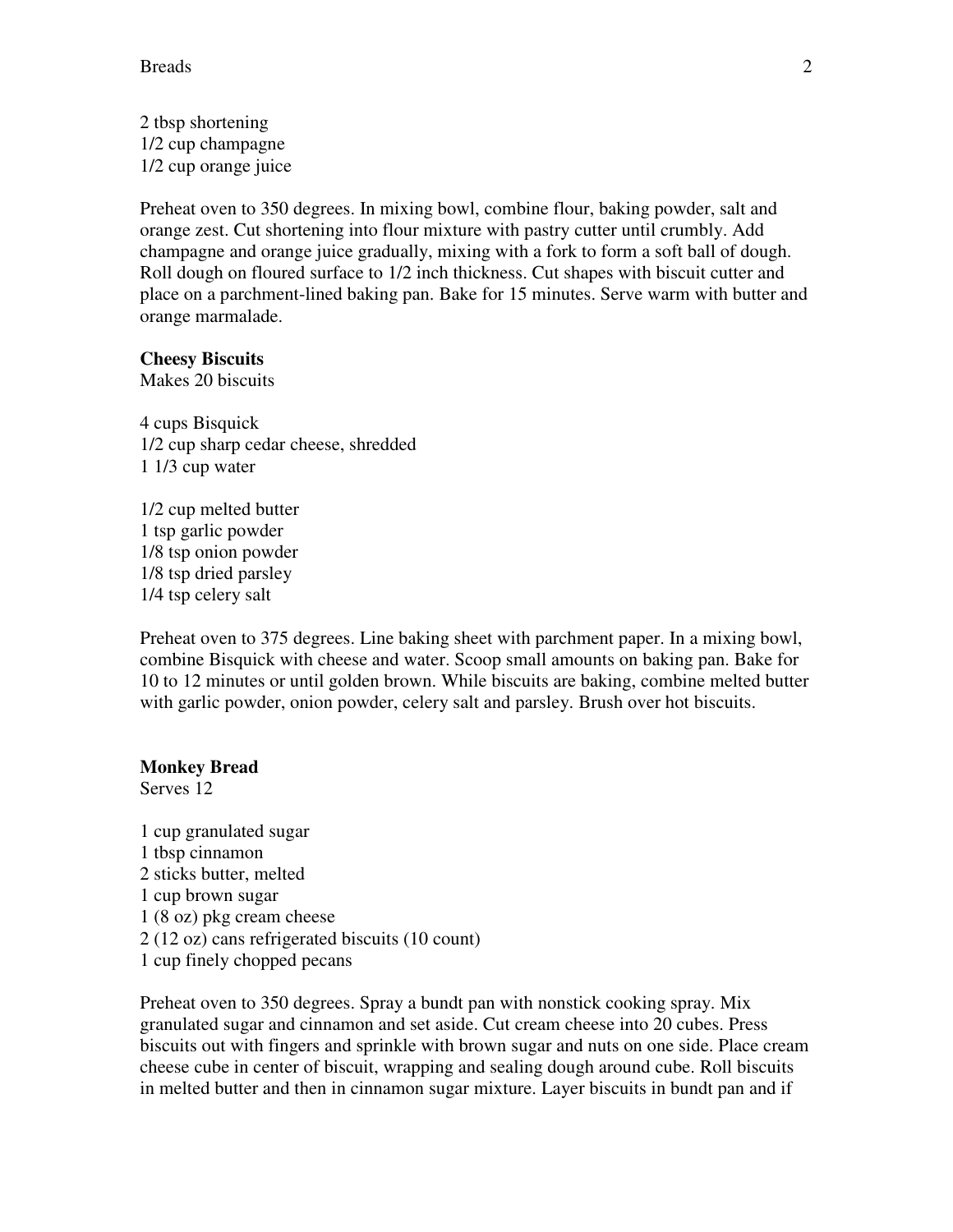2 tbsp shortening
1/2 cup champagne
1/2 cup orange juice

Preheat oven to 350 degrees. In mixing bowl, combine flour, baking powder, salt and orange zest. Cut shortening into flour mixture with pastry cutter until crumbly. Add champagne and orange juice gradually, mixing with a fork to form a soft ball of dough. Roll dough on floured surface to 1/2 inch thickness. Cut shapes with biscuit cutter and place on a parchment-lined baking pan. Bake for 15 minutes. Serve warm with butter and orange marmalade.

**Cheesy Biscuits**
Makes 20 biscuits

4 cups Bisquick
1/2 cup sharp cedar cheese, shredded
1 1/3 cup water

1/2 cup melted butter
1 tsp garlic powder
1/8 tsp onion powder
1/8 tsp dried parsley
1/4 tsp celery salt

Preheat oven to 375 degrees. Line baking sheet with parchment paper. In a mixing bowl, combine Bisquick with cheese and water. Scoop small amounts on baking pan. Bake for 10 to 12 minutes or until golden brown. While biscuits are baking, combine melted butter with garlic powder, onion powder, celery salt and parsley. Brush over hot biscuits.

**Monkey Bread**
Serves 12

1 cup granulated sugar
1 tbsp cinnamon
2 sticks butter, melted
1 cup brown sugar
1 (8 oz) pkg cream cheese
2 (12 oz) cans refrigerated biscuits (10 count)
1 cup finely chopped pecans

Preheat oven to 350 degrees. Spray a bundt pan with nonstick cooking spray. Mix granulated sugar and cinnamon and set aside. Cut cream cheese into 20 cubes. Press biscuits out with fingers and sprinkle with brown sugar and nuts on one side. Place cream cheese cube in center of biscuit, wrapping and sealing dough around cube. Roll biscuits in melted butter and then in cinnamon sugar mixture. Layer biscuits in bundt pan and if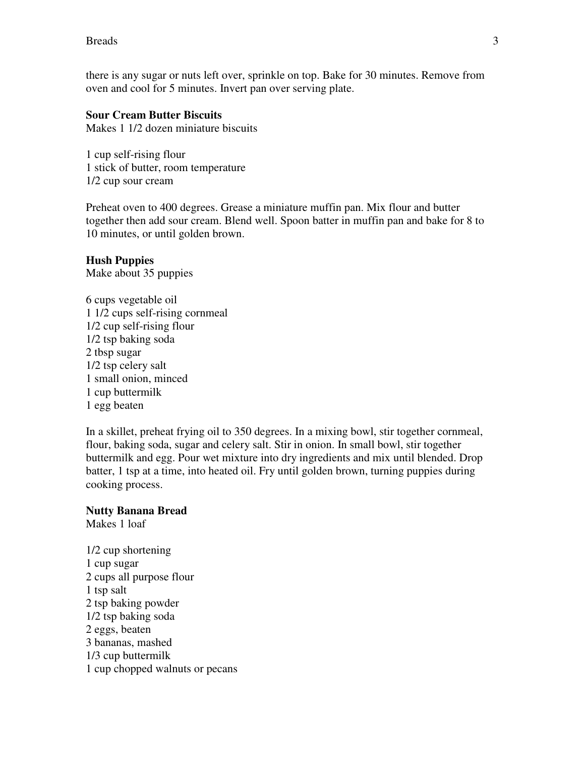there is any sugar or nuts left over, sprinkle on top. Bake for 30 minutes. Remove from oven and cool for 5 minutes. Invert pan over serving plate.

**Sour Cream Butter Biscuits**

Makes 1 1/2 dozen miniature biscuits

1 cup self-rising flour
1 stick of butter, room temperature
1/2 cup sour cream

Preheat oven to 400 degrees. Grease a miniature muffin pan. Mix flour and butter together then add sour cream. Blend well. Spoon batter in muffin pan and bake for 8 to 10 minutes, or until golden brown.

**Hush Puppies**

Make about 35 puppies

6 cups vegetable oil
1 1/2 cups self-rising cornmeal
1/2 cup self-rising flour
1/2 tsp baking soda
2 tbsp sugar
1/2 tsp celery salt
1 small onion, minced
1 cup buttermilk
1 egg beaten

In a skillet, preheat frying oil to 350 degrees. In a mixing bowl, stir together cornmeal, flour, baking soda, sugar and celery salt. Stir in onion. In small bowl, stir together buttermilk and egg. Pour wet mixture into dry ingredients and mix until blended. Drop batter, 1 tsp at a time, into heated oil. Fry until golden brown, turning puppies during cooking process.

**Nutty Banana Bread**

Makes 1 loaf

1/2 cup shortening
1 cup sugar
2 cups all purpose flour
1 tsp salt
2 tsp baking powder
1/2 tsp baking soda
2 eggs, beaten
3 bananas, mashed
1/3 cup buttermilk
1 cup chopped walnuts or pecans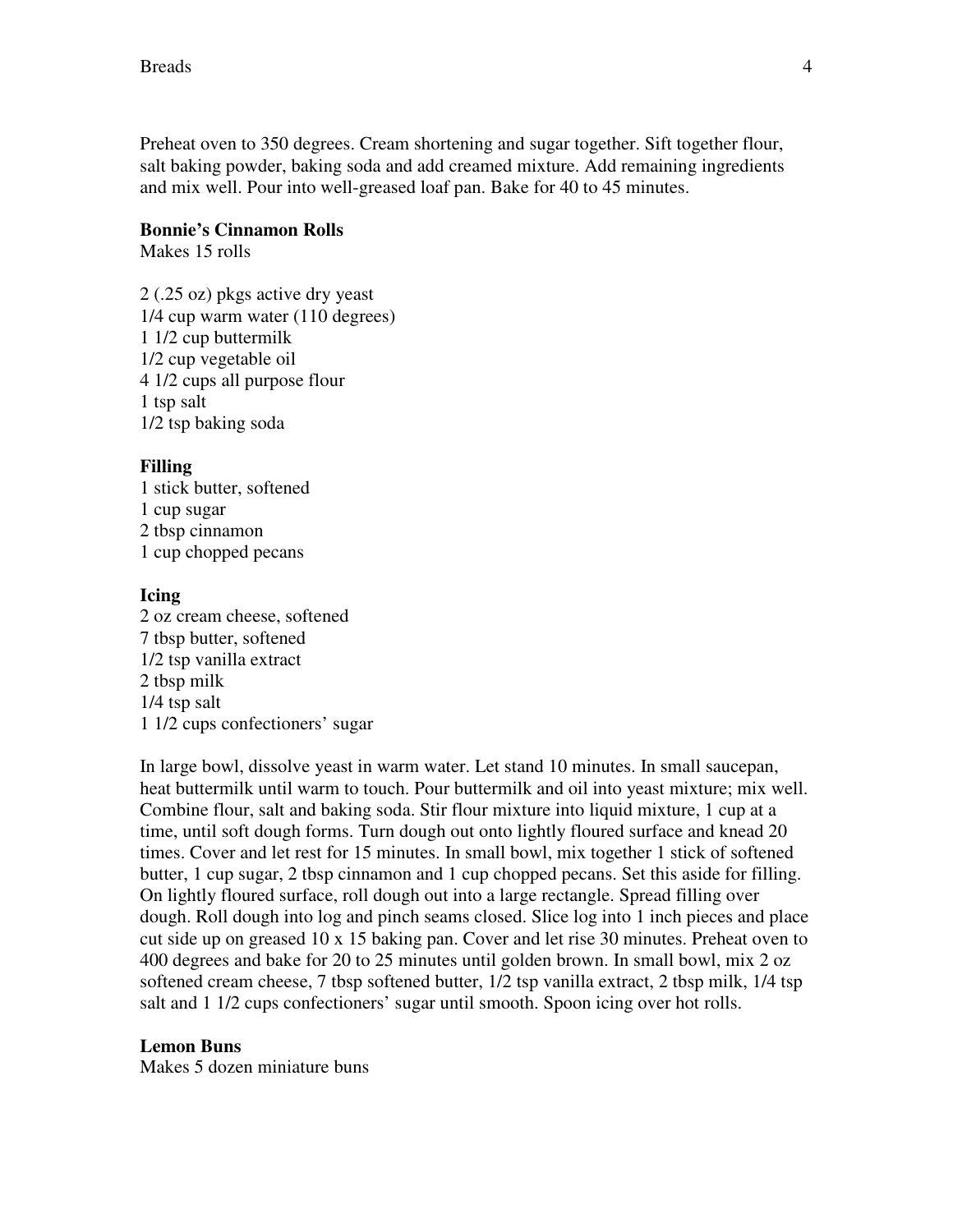Preheat oven to 350 degrees. Cream shortening and sugar together. Sift together flour, salt baking powder, baking soda and add creamed mixture. Add remaining ingredients and mix well. Pour into well-greased loaf pan. Bake for 40 to 45 minutes.

**Bonnie's Cinnamon Rolls**
Makes 15 rolls

2 (.25 oz) pkgs active dry yeast
1/4 cup warm water (110 degrees)
1 1/2 cup buttermilk
1/2 cup vegetable oil
4 1/2 cups all purpose flour
1 tsp salt
1/2 tsp baking soda

**Filling**
1 stick butter, softened
1 cup sugar
2 tbsp cinnamon
1 cup chopped pecans

**Icing**
2 oz cream cheese, softened
7 tbsp butter, softened
1/2 tsp vanilla extract
2 tbsp milk
1/4 tsp salt
1 1/2 cups confectioners' sugar

In large bowl, dissolve yeast in warm water. Let stand 10 minutes. In small saucepan, heat buttermilk until warm to touch. Pour buttermilk and oil into yeast mixture; mix well. Combine flour, salt and baking soda. Stir flour mixture into liquid mixture, 1 cup at a time, until soft dough forms. Turn dough out onto lightly floured surface and knead 20 times. Cover and let rest for 15 minutes. In small bowl, mix together 1 stick of softened butter, 1 cup sugar, 2 tbsp cinnamon and 1 cup chopped pecans. Set this aside for filling. On lightly floured surface, roll dough out into a large rectangle. Spread filling over dough. Roll dough into log and pinch seams closed. Slice log into 1 inch pieces and place cut side up on greased 10 x 15 baking pan. Cover and let rise 30 minutes. Preheat oven to 400 degrees and bake for 20 to 25 minutes until golden brown. In small bowl, mix 2 oz softened cream cheese, 7 tbsp softened butter, 1/2 tsp vanilla extract, 2 tbsp milk, 1/4 tsp salt and 1 1/2 cups confectioners' sugar until smooth. Spoon icing over hot rolls.

**Lemon Buns**
Makes 5 dozen miniature buns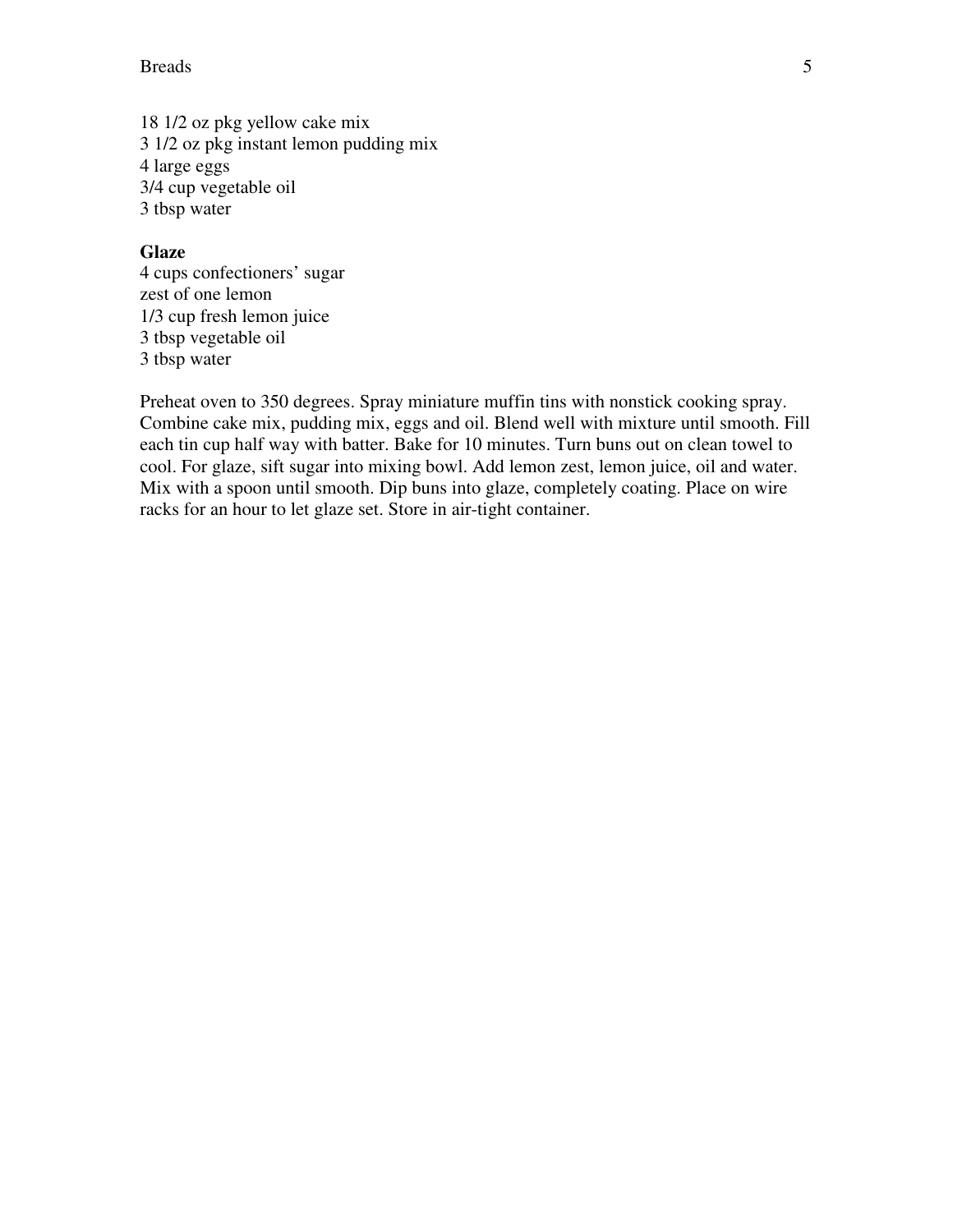18 1/2 oz pkg yellow cake mix
3 1/2 oz pkg instant lemon pudding mix
4 large eggs
3/4 cup vegetable oil
3 tbsp water

**Glaze**
4 cups confectioners' sugar
zest of one lemon
1/3 cup fresh lemon juice
3 tbsp vegetable oil
3 tbsp water

Preheat oven to 350 degrees. Spray miniature muffin tins with nonstick cooking spray. Combine cake mix, pudding mix, eggs and oil. Blend well with mixture until smooth. Fill each tin cup half way with batter. Bake for 10 minutes. Turn buns out on clean towel to cool. For glaze, sift sugar into mixing bowl. Add lemon zest, lemon juice, oil and water. Mix with a spoon until smooth. Dip buns into glaze, completely coating. Place on wire racks for an hour to let glaze set. Store in air-tight container.